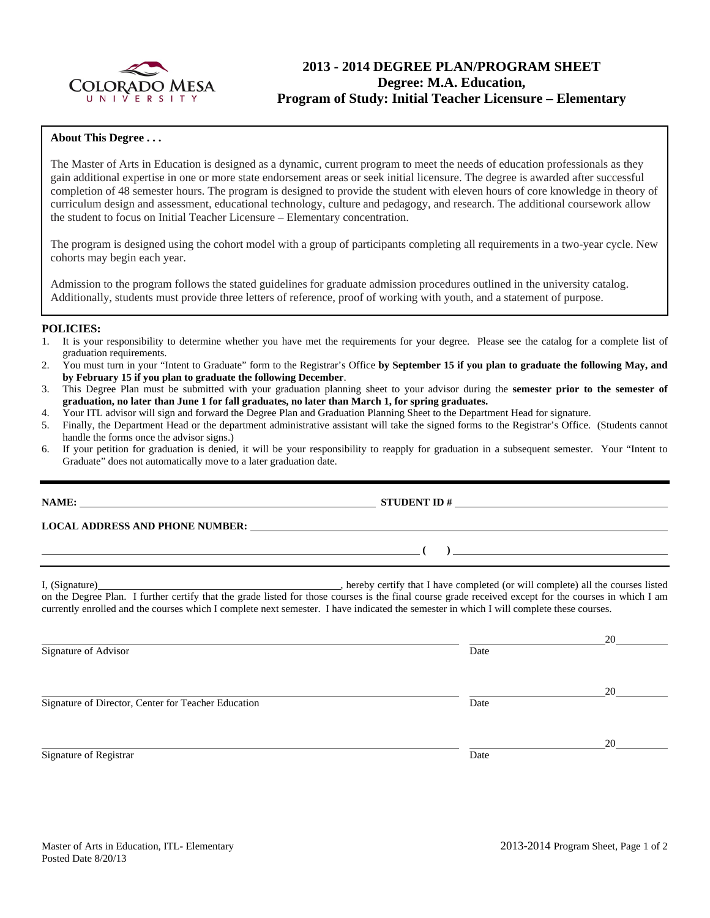# 2013 - 2014 DEGREE PLAN/PROGRAM SHEET
## Degree: M.A. Education,
## Program of Study: Initial Teacher Licensure – Elementary

**About This Degree . . .**

The Master of Arts in Education is designed as a dynamic, current program to meet the needs of education professionals as they gain additional expertise in one or more state endorsement areas or seek initial licensure. The degree is awarded after successful completion of 48 semester hours. The program is designed to provide the student with eleven hours of core knowledge in theory of curriculum design and assessment, educational technology, culture and pedagogy, and research. The additional coursework allow the student to focus on Initial Teacher Licensure – Elementary concentration.

The program is designed using the cohort model with a group of participants completing all requirements in a two-year cycle. New cohorts may begin each year.

Admission to the program follows the stated guidelines for graduate admission procedures outlined in the university catalog. Additionally, students must provide three letters of reference, proof of working with youth, and a statement of purpose.

**POLICIES:**

1. It is your responsibility to determine whether you have met the requirements for your degree. Please see the catalog for a complete list of graduation requirements.
2. You must turn in your "Intent to Graduate" form to the Registrar's Office **by September 15 if you plan to graduate the following May, and by February 15 if you plan to graduate the following December**.
3. This Degree Plan must be submitted with your graduation planning sheet to your advisor during the **semester prior to the semester of graduation, no later than June 1 for fall graduates, no later than March 1, for spring graduates.**
4. Your ITL advisor will sign and forward the Degree Plan and Graduation Planning Sheet to the Department Head for signature.
5. Finally, the Department Head or the department administrative assistant will take the signed forms to the Registrar's Office. (Students cannot handle the forms once the advisor signs.)
6. If your petition for graduation is denied, it will be your responsibility to reapply for graduation in a subsequent semester. Your "Intent to Graduate" does not automatically move to a later graduation date.

---

**NAME:** ______________________________ **STUDENT ID #** ______________________________

**LOCAL ADDRESS AND PHONE NUMBER:** ______________________________

______________________________ **( )** ______________________________

I, (Signature)______________________________, hereby certify that I have completed (or will complete) all the courses listed on the Degree Plan. I further certify that the grade listed for those courses is the final course grade received except for the courses in which I am currently enrolled and the courses which I complete next semester. I have indicated the semester in which I will complete these courses.

______________________________ ______________ 20______
Signature of Advisor Date

______________________________ ______________ 20______
Signature of Director, Center for Teacher Education Date

______________________________ ______________ 20______
Signature of Registrar Date

Master of Arts in Education, ITL- Elementary
Posted Date 8/20/13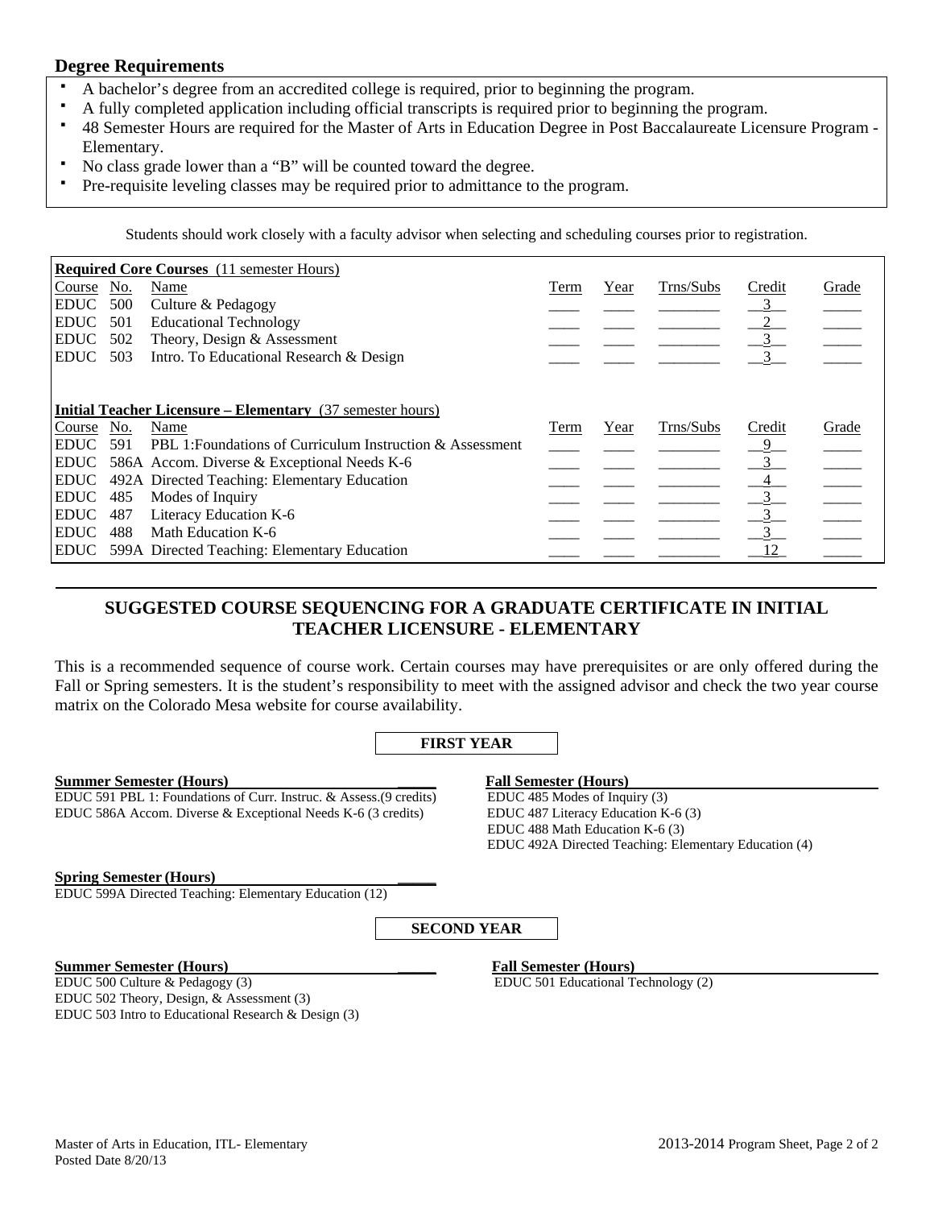## Degree Requirements

- A bachelor's degree from an accredited college is required, prior to beginning the program.
- A fully completed application including official transcripts is required prior to beginning the program.
- 48 Semester Hours are required for the Master of Arts in Education Degree in Post Baccalaureate Licensure Program - Elementary.
- No class grade lower than a "B" will be counted toward the degree.
- Pre-requisite leveling classes may be required prior to admittance to the program.

Students should work closely with a faculty advisor when selecting and scheduling courses prior to registration.

**Required Core Courses** (11 semester Hours)

| Course | No. | Name | Term | Year | Trns/Subs | Credit | Grade |
|---|---|---|---|---|---|---|---|
| EDUC | 500 | Culture & Pedagogy | | | | 3 | |
| EDUC | 501 | Educational Technology | | | | 2 | |
| EDUC | 502 | Theory, Design & Assessment | | | | 3 | |
| EDUC | 503 | Intro. To Educational Research & Design | | | | 3 | |

**Initial Teacher Licensure – Elementary** (37 semester hours)

| Course | No. | Name | Term | Year | Trns/Subs | Credit | Grade |
|---|---|---|---|---|---|---|---|
| EDUC | 591 | PBL 1:Foundations of Curriculum Instruction & Assessment | | | | 9 | |
| EDUC | 586A | Accom. Diverse & Exceptional Needs K-6 | | | | 3 | |
| EDUC | 492A | Directed Teaching: Elementary Education | | | | 4 | |
| EDUC | 485 | Modes of Inquiry | | | | 3 | |
| EDUC | 487 | Literacy Education K-6 | | | | 3 | |
| EDUC | 488 | Math Education K-6 | | | | 3 | |
| EDUC | 599A | Directed Teaching: Elementary Education | | | | 12 | |

## SUGGESTED COURSE SEQUENCING FOR A GRADUATE CERTIFICATE IN INITIAL TEACHER LICENSURE - ELEMENTARY

This is a recommended sequence of course work. Certain courses may have prerequisites or are only offered during the Fall or Spring semesters. It is the student's responsibility to meet with the assigned advisor and check the two year course matrix on the Colorado Mesa website for course availability.

### FIRST YEAR

**Summer Semester (Hours)**

EDUC 591 PBL 1: Foundations of Curr. Instruc. & Assess.(9 credits)
EDUC 586A Accom. Diverse & Exceptional Needs K-6 (3 credits)

**Fall Semester (Hours)**

EDUC 485 Modes of Inquiry (3)
EDUC 487 Literacy Education K-6 (3)
EDUC 488 Math Education K-6 (3)
EDUC 492A Directed Teaching: Elementary Education (4)

**Spring Semester (Hours)**

EDUC 599A Directed Teaching: Elementary Education (12)

### SECOND YEAR

**Summer Semester (Hours)**

EDUC 500 Culture & Pedagogy (3)
EDUC 502 Theory, Design, & Assessment (3)
EDUC 503 Intro to Educational Research & Design (3)

**Fall Semester (Hours)**

EDUC 501 Educational Technology (2)

Master of Arts in Education, ITL- Elementary
Posted Date 8/20/13